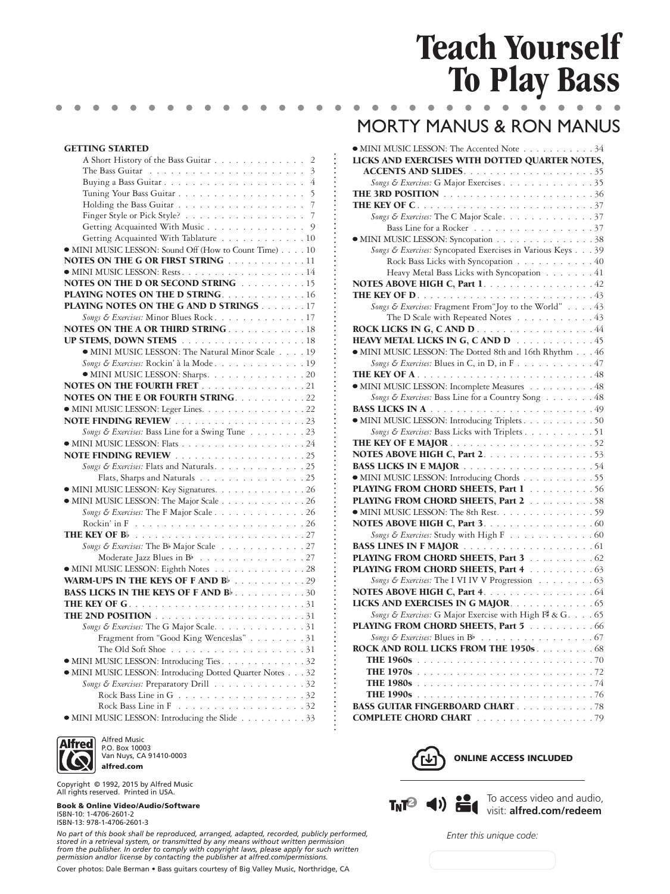# Teach Yourself To Play Bass

## MORTY MANUS & RON MANUS

**GETTING STARTED**

- A Short History of the Bass Guitar . . . 2
- The Bass Guitar . . . 3
- Buying a Bass Guitar . . . 4
- Tuning Your Bass Guitar . . . 5
- Holding the Bass Guitar . . . 7
- Finger Style or Pick Style? . . . 7
- Getting Acquainted With Music . . . 9
- Getting Acquainted With Tablature . . . 10

• MINI MUSIC LESSON: Sound Off (How to Count Time) . . . 10

**NOTES ON THE G OR FIRST STRING** . . . 11

• MINI MUSIC LESSON: Rests . . . 14

**NOTES ON THE D OR SECOND STRING** . . . 15

**PLAYING NOTES ON THE D STRING** . . . 16

**PLAYING NOTES ON THE G AND D STRINGS** . . . 17

*Songs & Exercises:* Minor Blues Rock . . . 17

**NOTES ON THE A OR THIRD STRING** . . . 18

**UP STEMS, DOWN STEMS** . . . 18

• MINI MUSIC LESSON: The Natural Minor Scale . . . 19

*Songs & Exercises:* Rockin' à la Mode . . . 19

• MINI MUSIC LESSON: Sharps . . . 20

**NOTES ON THE FOURTH FRET** . . . 21

**NOTES ON THE E OR FOURTH STRING** . . . 22

• MINI MUSIC LESSON: Leger Lines . . . 22

**NOTE FINDING REVIEW** . . . 23

*Songs & Exercises:* Bass Line for a Swing Tune . . . 23

• MINI MUSIC LESSON: Flats . . . 24

**NOTE FINDING REVIEW** . . . 25

*Songs & Exercises:* Flats and Naturals . . . 25

Flats, Sharps and Naturals . . . 25

• MINI MUSIC LESSON: Key Signatures . . . 26

• MINI MUSIC LESSON: The Major Scale . . . 26

*Songs & Exercises:* The F Major Scale . . . 26

Rockin' in F . . . 26

**THE KEY OF B♭** . . . 27

*Songs & Exercises:* The B♭ Major Scale . . . 27

Moderate Jazz Blues in B♭ . . . 27

• MINI MUSIC LESSON: Eighth Notes . . . 28

**WARM-UPS IN THE KEYS OF F AND B♭** . . . 29

**BASS LICKS IN THE KEYS OF F AND B♭** . . . 30

**THE KEY OF G** . . . 31

**THE 2ND POSITION** . . . 31

*Songs & Exercises:* The G Major Scale . . . 31

Fragment from "Good King Wenceslas" . . . 31

The Old Soft Shoe . . . 31

• MINI MUSIC LESSON: Introducing Ties . . . 32

• MINI MUSIC LESSON: Introducing Dotted Quarter Notes . . . 32

*Songs & Exercises:* Preparatory Drill . . . 32

Rock Bass Line in G . . . 32

Rock Bass Line in F . . . 32

• MINI MUSIC LESSON: Introducing the Slide . . . 33

• MINI MUSIC LESSON: The Accented Note . . . 34

**LICKS AND EXERCISES WITH DOTTED QUARTER NOTES, ACCENTS AND SLIDES** . . . 35

*Songs & Exercises:* G Major Exercises . . . 35

**THE 3RD POSITION** . . . 36

**THE KEY OF C** . . . 37

*Songs & Exercises:* The C Major Scale . . . 37

Bass Line for a Rocker . . . 37

• MINI MUSIC LESSON: Syncopation . . . 38

*Songs & Exercises:* Syncopated Exercises in Various Keys . . . 39

Rock Bass Licks with Syncopation . . . 40

Heavy Metal Bass Licks with Syncopation . . . 41

**NOTES ABOVE HIGH C, Part 1** . . . 42

**THE KEY OF D** . . . 43

*Songs & Exercises:* Fragment From "Joy to the World" . . . 43

The D Scale with Repeated Notes . . . 43

**ROCK LICKS IN G, C AND D** . . . 44

**HEAVY METAL LICKS IN G, C AND D** . . . 45

• MINI MUSIC LESSON: The Dotted 8th and 16th Rhythm . . . 46

*Songs & Exercises:* Blues in C, in D, in F . . . 47

**THE KEY OF A** . . . 48

• MINI MUSIC LESSON: Incomplete Measures . . . 48

*Songs & Exercises:* Bass Line for a Country Song . . . 48

**BASS LICKS IN A** . . . 49

• MINI MUSIC LESSON: Introducing Triplets . . . 50

*Songs & Exercises:* Bass Licks with Triplets . . . 51

**THE KEY OF E MAJOR** . . . 52

**NOTES ABOVE HIGH C, Part 2** . . . 53

**BASS LICKS IN E MAJOR** . . . 54

• MINI MUSIC LESSON: Introducing Chords . . . 55

**PLAYING FROM CHORD SHEETS, Part 1** . . . 56

**PLAYING FROM CHORD SHEETS, Part 2** . . . 58

• MINI MUSIC LESSON: The 8th Rest . . . 59

**NOTES ABOVE HIGH C, Part 3** . . . 60

*Songs & Exercises:* Study with High F . . . 60

**BASS LINES IN F MAJOR** . . . 61

**PLAYING FROM CHORD SHEETS, Part 3** . . . 62

**PLAYING FROM CHORD SHEETS, Part 4** . . . 63

*Songs & Exercises:* The I VI IV V Progression . . . 63

**NOTES ABOVE HIGH C, Part 4** . . . 64

**LICKS AND EXERCISES IN G MAJOR** . . . 65

*Songs & Exercises:* G Major Exercise with High F♯ & G . . . 65

**PLAYING FROM CHORD SHEETS, Part 5** . . . 66

*Songs & Exercises:* Blues in B♭ . . . 67

**ROCK AND ROLL LICKS FROM THE 1950s** . . . 68

**THE 1960s** . . . 70

**THE 1970s** . . . 72

**THE 1980s** . . . 74

**THE 1990s** . . . 76

**BASS GUITAR FINGERBOARD CHART** . . . 78

**COMPLETE CHORD CHART** . . . 79

Alfred Music
P.O. Box 10003
Van Nuys, CA 91410-0003
**alfred.com**

Copyright © 1992, 2015 by Alfred Music
All rights reserved. Printed in USA.

**Book & Online Video/Audio/Software**
ISBN-10: 1-4706-2601-2
ISBN-13: 978-1-4706-2601-3

*No part of this book shall be reproduced, arranged, adapted, recorded, publicly performed, stored in a retrieval system, or transmitted by any means without written permission from the publisher. In order to comply with copyright laws, please apply for such written permission and/or license by contacting the publisher at alfred.com/permissions.*

Cover photos: Dale Berman • Bass guitars courtesy of Big Valley Music, Northridge, CA

**ONLINE ACCESS INCLUDED**

To access video and audio, visit: **alfred.com/redeem**

*Enter this unique code:*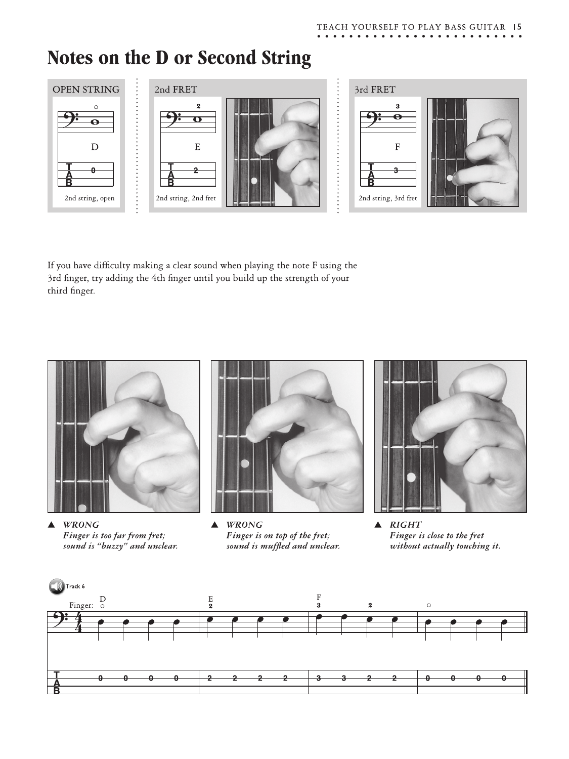# Notes on the D or Second String

OPEN STRING

D

2nd string, open

2nd FRET

E

2nd string, 2nd fret

3rd FRET

F

2nd string, 3rd fret

If you have difficulty making a clear sound when playing the note F using the 3rd finger, try adding the 4th finger until you build up the strength of your third finger.

▲ ***WRONG***
***Finger is too far from fret; sound is "buzzy" and unclear.***

▲ ***WRONG***
***Finger is on top of the fret; sound is muffled and unclear.***

▲ ***RIGHT***
***Finger is close to the fret without actually touching it.***

Track 6